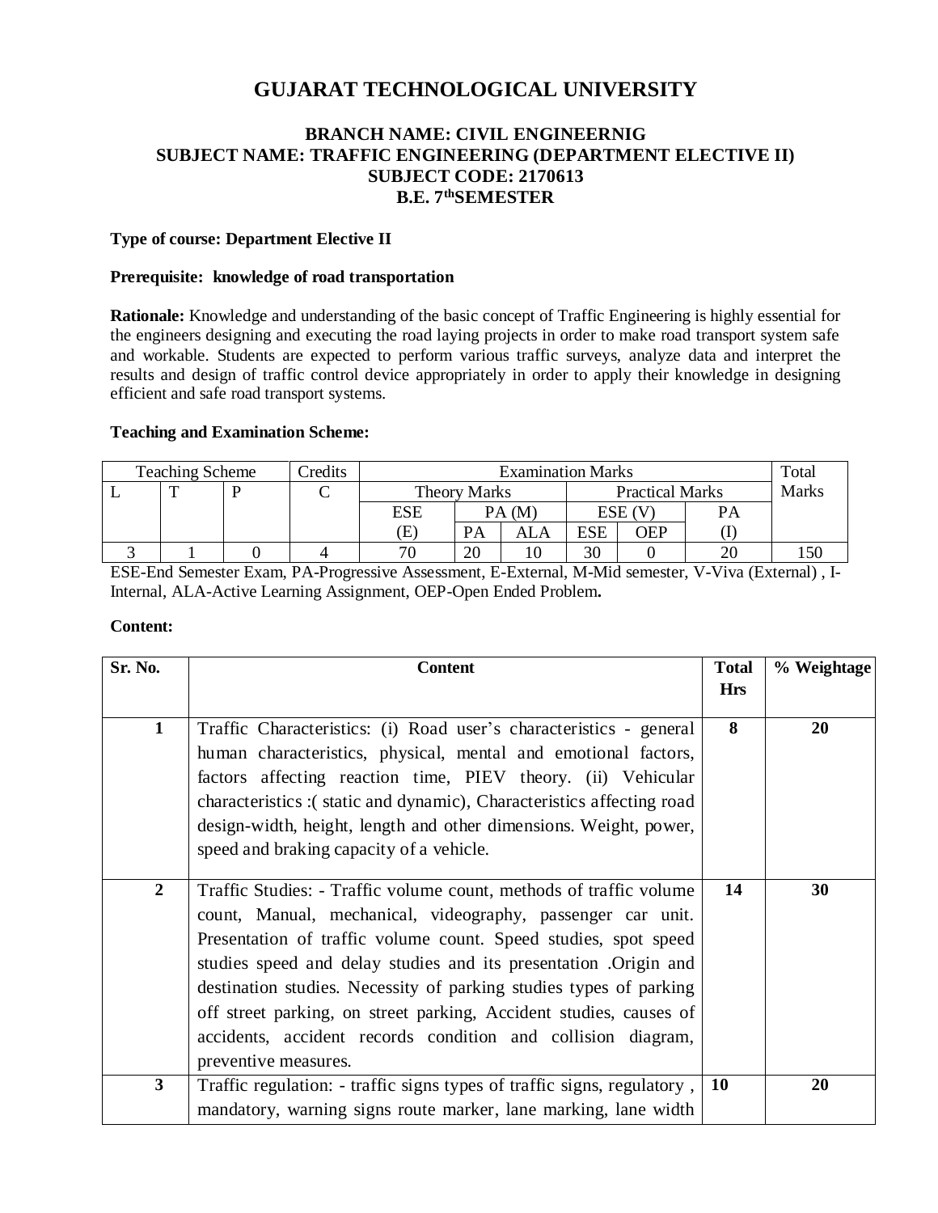# GUJARAT TECHNOLOGICAL UNIVERSITY

## BRANCH NAME: CIVIL ENGINEERNIG
## SUBJECT NAME: TRAFFIC ENGINEERING (DEPARTMENT ELECTIVE II)
## SUBJECT CODE: 2170613
## B.E. 7thSEMESTER

**Type of course: Department Elective II**

**Prerequisite: knowledge of road transportation**

**Rationale:** Knowledge and understanding of the basic concept of Traffic Engineering is highly essential for the engineers designing and executing the road laying projects in order to make road transport system safe and workable. Students are expected to perform various traffic surveys, analyze data and interpret the results and design of traffic control device appropriately in order to apply their knowledge in designing efficient and safe road transport systems.

**Teaching and Examination Scheme:**

| Teaching Scheme | | | Credits | Examination Marks | | | | | | Total Marks |
|---|---|---|---|---|---|---|---|---|---|---|
| L | T | P | C | Theory Marks | | | Practical Marks | | | |
| | | | | ESE (E) | PA (M) | | ESE (V) | | PA (I) | |
| | | | | | PA | ALA | ESE | OEP | | |
| 3 | 1 | 0 | 4 | 70 | 20 | 10 | 30 | 0 | 20 | 150 |

ESE-End Semester Exam, PA-Progressive Assessment, E-External, M-Mid semester, V-Viva (External) , I-Internal, ALA-Active Learning Assignment, OEP-Open Ended Problem**.**

**Content:**

| Sr. No. | Content | Total Hrs | % Weightage |
|---|---|---|---|
| 1 | Traffic Characteristics: (i) Road user's characteristics - general human characteristics, physical, mental and emotional factors, factors affecting reaction time, PIEV theory. (ii) Vehicular characteristics :( static and dynamic), Characteristics affecting road design-width, height, length and other dimensions. Weight, power, speed and braking capacity of a vehicle. | 8 | 20 |
| 2 | Traffic Studies: - Traffic volume count, methods of traffic volume count, Manual, mechanical, videography, passenger car unit. Presentation of traffic volume count. Speed studies, spot speed studies speed and delay studies and its presentation .Origin and destination studies. Necessity of parking studies types of parking off street parking, on street parking, Accident studies, causes of accidents, accident records condition and collision diagram, preventive measures. | 14 | 30 |
| 3 | Traffic regulation: - traffic signs types of traffic signs, regulatory , mandatory, warning signs route marker, lane marking, lane width | 10 | 20 |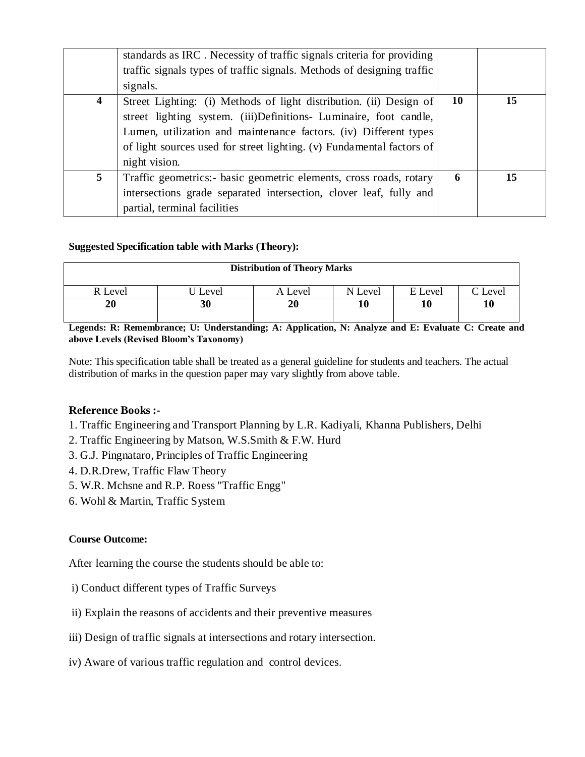|  | standards as IRC . Necessity of traffic signals criteria for providing traffic signals types of traffic signals. Methods of designing traffic signals. |  |  |
|---|---|---|---|
| **4** | Street Lighting: (i) Methods of light distribution. (ii) Design of street lighting system. (iii)Definitions- Luminaire, foot candle, Lumen, utilization and maintenance factors. (iv) Different types of light sources used for street lighting. (v) Fundamental factors of night vision. | **10** | **15** |
| **5** | Traffic geometrics:- basic geometric elements, cross roads, rotary intersections grade separated intersection, clover leaf, fully and partial, terminal facilities | **6** | **15** |

**Suggested Specification table with Marks (Theory):**

| **Distribution of Theory Marks** | | | | | |
|---|---|---|---|---|---|
| R Level | U Level | A Level | N Level | E Level | C Level |
| **20** | **30** | **20** | **10** | **10** | **10** |

**Legends: R: Remembrance; U: Understanding; A: Application, N: Analyze and E: Evaluate C: Create and above Levels (Revised Bloom's Taxonomy)**

Note: This specification table shall be treated as a general guideline for students and teachers. The actual distribution of marks in the question paper may vary slightly from above table.

### Reference Books :-

1. Traffic Engineering and Transport Planning by L.R. Kadiyali, Khanna Publishers, Delhi
2. Traffic Engineering by Matson, W.S.Smith & F.W. Hurd
3. G.J. Pingnataro, Principles of Traffic Engineering
4. D.R.Drew, Traffic Flaw Theory
5. W.R. Mchsne and R.P. Roess "Traffic Engg"
6. Wohl & Martin, Traffic System

**Course Outcome:**

After learning the course the students should be able to:

i) Conduct different types of Traffic Surveys

ii) Explain the reasons of accidents and their preventive measures

iii) Design of traffic signals at intersections and rotary intersection.

iv) Aware of various traffic regulation and control devices.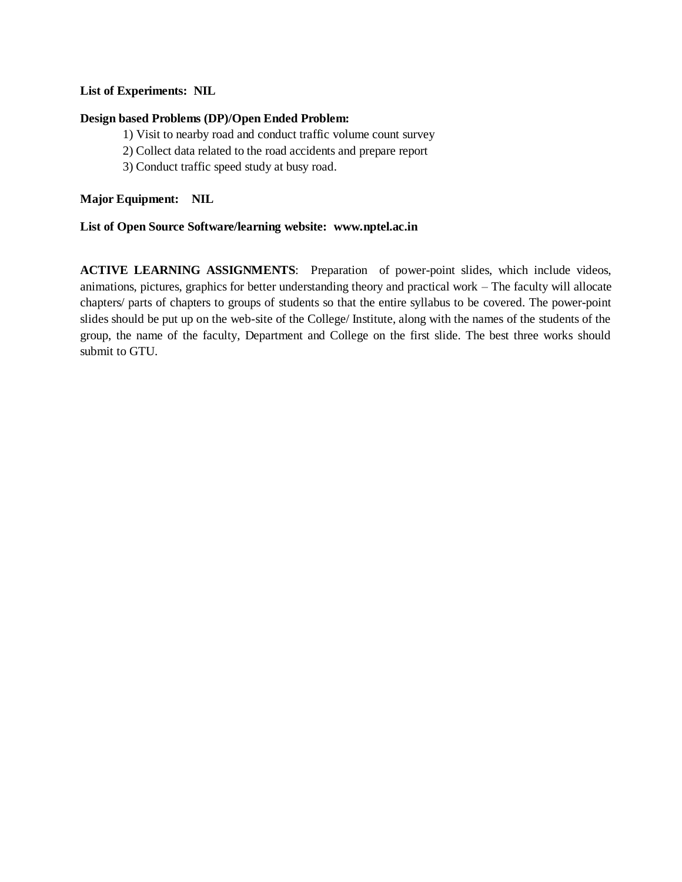**List of Experiments: NIL**

**Design based Problems (DP)/Open Ended Problem:**

1) Visit to nearby road and conduct traffic volume count survey
2) Collect data related to the road accidents and prepare report
3) Conduct traffic speed study at busy road.

**Major Equipment: NIL**

**List of Open Source Software/learning website: www.nptel.ac.in**

**ACTIVE LEARNING ASSIGNMENTS**: Preparation of power-point slides, which include videos, animations, pictures, graphics for better understanding theory and practical work – The faculty will allocate chapters/ parts of chapters to groups of students so that the entire syllabus to be covered. The power-point slides should be put up on the web-site of the College/ Institute, along with the names of the students of the group, the name of the faculty, Department and College on the first slide. The best three works should submit to GTU.